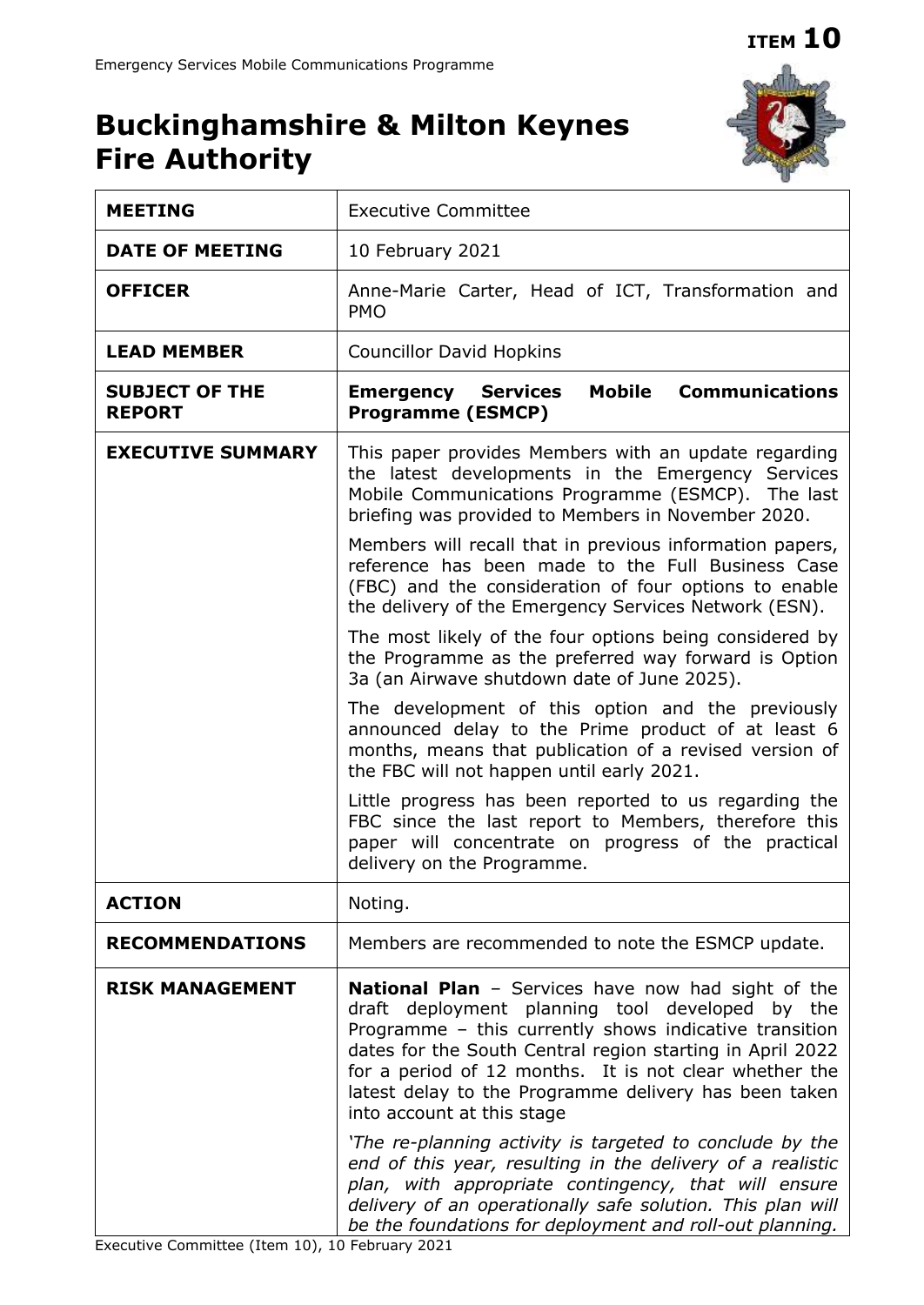ITEM 10

# Buckinghamshire & Milton Keynes Fire Authority

| | |
|---|---|
| **MEETING** | Executive Committee |
| **DATE OF MEETING** | 10 February 2021 |
| **OFFICER** | Anne-Marie Carter, Head of ICT, Transformation and PMO |
| **LEAD MEMBER** | Councillor David Hopkins |
| **SUBJECT OF THE REPORT** | **Emergency Services Mobile Communications Programme (ESMCP)** |
| **EXECUTIVE SUMMARY** | This paper provides Members with an update regarding the latest developments in the Emergency Services Mobile Communications Programme (ESMCP). The last briefing was provided to Members in November 2020.<br><br>Members will recall that in previous information papers, reference has been made to the Full Business Case (FBC) and the consideration of four options to enable the delivery of the Emergency Services Network (ESN).<br><br>The most likely of the four options being considered by the Programme as the preferred way forward is Option 3a (an Airwave shutdown date of June 2025).<br><br>The development of this option and the previously announced delay to the Prime product of at least 6 months, means that publication of a revised version of the FBC will not happen until early 2021.<br><br>Little progress has been reported to us regarding the FBC since the last report to Members, therefore this paper will concentrate on progress of the practical delivery on the Programme. |
| **ACTION** | Noting. |
| **RECOMMENDATIONS** | Members are recommended to note the ESMCP update. |
| **RISK MANAGEMENT** | **National Plan** – Services have now had sight of the draft deployment planning tool developed by the Programme – this currently shows indicative transition dates for the South Central region starting in April 2022 for a period of 12 months. It is not clear whether the latest delay to the Programme delivery has been taken into account at this stage<br><br>*'The re-planning activity is targeted to conclude by the end of this year, resulting in the delivery of a realistic plan, with appropriate contingency, that will ensure delivery of an operationally safe solution. This plan will be the foundations for deployment and roll-out planning.* |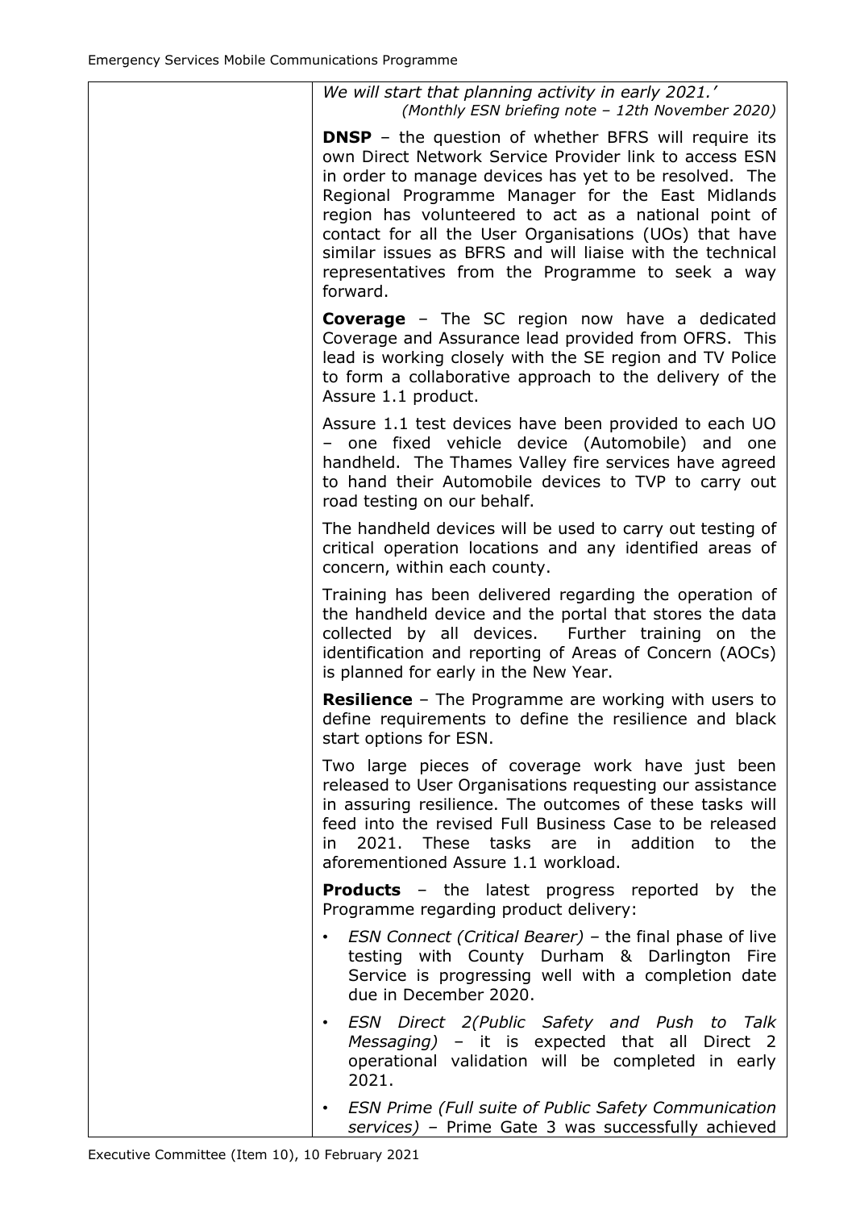| | |
|---|---|
| | *We will start that planning activity in early 2021.'* *(Monthly ESN briefing note – 12th November 2020)*<br><br>**DNSP** – the question of whether BFRS will require its own Direct Network Service Provider link to access ESN in order to manage devices has yet to be resolved. The Regional Programme Manager for the East Midlands region has volunteered to act as a national point of contact for all the User Organisations (UOs) that have similar issues as BFRS and will liaise with the technical representatives from the Programme to seek a way forward.<br><br>**Coverage** – The SC region now have a dedicated Coverage and Assurance lead provided from OFRS. This lead is working closely with the SE region and TV Police to form a collaborative approach to the delivery of the Assure 1.1 product.<br><br>Assure 1.1 test devices have been provided to each UO – one fixed vehicle device (Automobile) and one handheld. The Thames Valley fire services have agreed to hand their Automobile devices to TVP to carry out road testing on our behalf.<br><br>The handheld devices will be used to carry out testing of critical operation locations and any identified areas of concern, within each county.<br><br>Training has been delivered regarding the operation of the handheld device and the portal that stores the data collected by all devices. Further training on the identification and reporting of Areas of Concern (AOCs) is planned for early in the New Year.<br><br>**Resilience** – The Programme are working with users to define requirements to define the resilience and black start options for ESN.<br><br>Two large pieces of coverage work have just been released to User Organisations requesting our assistance in assuring resilience. The outcomes of these tasks will feed into the revised Full Business Case to be released in 2021. These tasks are in addition to the aforementioned Assure 1.1 workload.<br><br>**Products** – the latest progress reported by the Programme regarding product delivery:<br><br>• *ESN Connect (Critical Bearer)* – the final phase of live testing with County Durham & Darlington Fire Service is progressing well with a completion date due in December 2020.<br><br>• *ESN Direct 2(Public Safety and Push to Talk Messaging)* – it is expected that all Direct 2 operational validation will be completed in early 2021.<br><br>• *ESN Prime (Full suite of Public Safety Communication services)* – Prime Gate 3 was successfully achieved |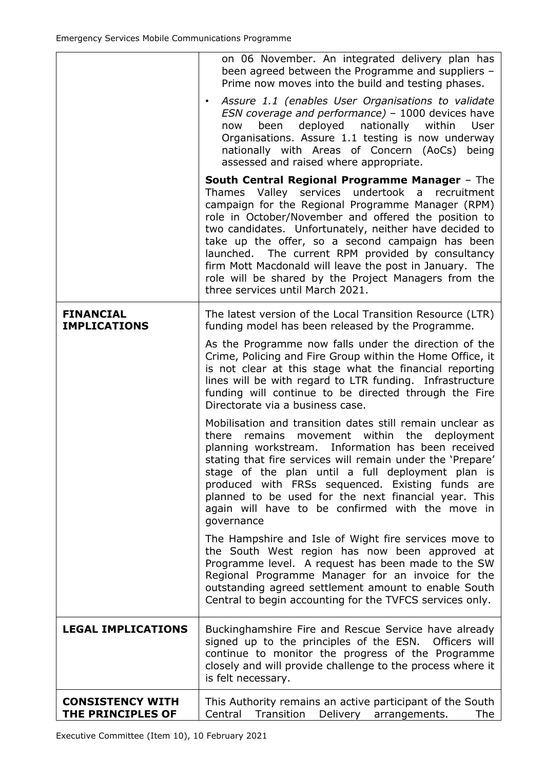| | |
|---|---|
| | on 06 November. An integrated delivery plan has been agreed between the Programme and suppliers – Prime now moves into the build and testing phases.<br><br>• *Assure 1.1 (enables User Organisations to validate ESN coverage and performance)* – 1000 devices have now been deployed nationally within User Organisations. Assure 1.1 testing is now underway nationally with Areas of Concern (AoCs) being assessed and raised where appropriate.<br><br>**South Central Regional Programme Manager** – The Thames Valley services undertook a recruitment campaign for the Regional Programme Manager (RPM) role in October/November and offered the position to two candidates. Unfortunately, neither have decided to take up the offer, so a second campaign has been launched. The current RPM provided by consultancy firm Mott Macdonald will leave the post in January. The role will be shared by the Project Managers from the three services until March 2021. |
| **FINANCIAL IMPLICATIONS** | The latest version of the Local Transition Resource (LTR) funding model has been released by the Programme.<br><br>As the Programme now falls under the direction of the Crime, Policing and Fire Group within the Home Office, it is not clear at this stage what the financial reporting lines will be with regard to LTR funding. Infrastructure funding will continue to be directed through the Fire Directorate via a business case.<br><br>Mobilisation and transition dates still remain unclear as there remains movement within the deployment planning workstream. Information has been received stating that fire services will remain under the 'Prepare' stage of the plan until a full deployment plan is produced with FRSs sequenced. Existing funds are planned to be used for the next financial year. This again will have to be confirmed with the move in governance<br><br>The Hampshire and Isle of Wight fire services move to the South West region has now been approved at Programme level. A request has been made to the SW Regional Programme Manager for an invoice for the outstanding agreed settlement amount to enable South Central to begin accounting for the TVFCS services only. |
| **LEGAL IMPLICATIONS** | Buckinghamshire Fire and Rescue Service have already signed up to the principles of the ESN. Officers will continue to monitor the progress of the Programme closely and will provide challenge to the process where it is felt necessary. |
| **CONSISTENCY WITH THE PRINCIPLES OF** | This Authority remains an active participant of the South Central Transition Delivery arrangements. The |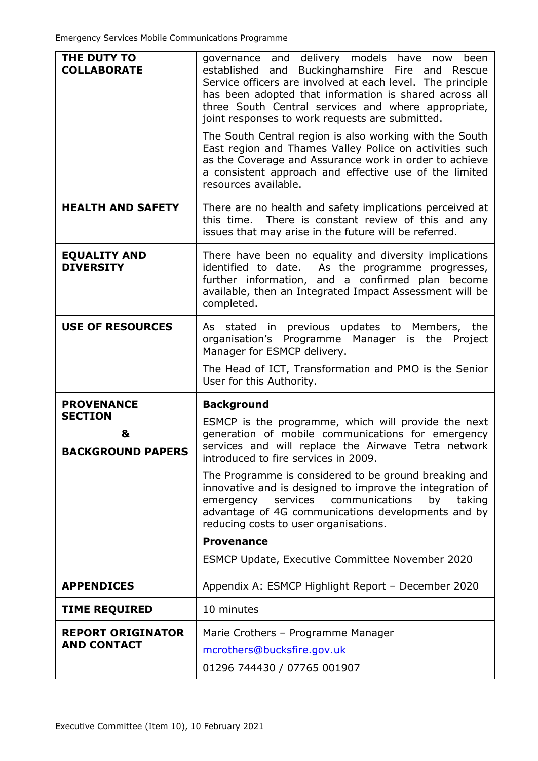| | |
|---|---|
| **THE DUTY TO COLLABORATE** | governance and delivery models have now been established and Buckinghamshire Fire and Rescue Service officers are involved at each level. The principle has been adopted that information is shared across all three South Central services and where appropriate, joint responses to work requests are submitted.<br><br>The South Central region is also working with the South East region and Thames Valley Police on activities such as the Coverage and Assurance work in order to achieve a consistent approach and effective use of the limited resources available. |
| **HEALTH AND SAFETY** | There are no health and safety implications perceived at this time. There is constant review of this and any issues that may arise in the future will be referred. |
| **EQUALITY AND DIVERSITY** | There have been no equality and diversity implications identified to date. As the programme progresses, further information, and a confirmed plan become available, then an Integrated Impact Assessment will be completed. |
| **USE OF RESOURCES** | As stated in previous updates to Members, the organisation's Programme Manager is the Project Manager for ESMCP delivery.<br><br>The Head of ICT, Transformation and PMO is the Senior User for this Authority. |
| **PROVENANCE SECTION**<br><br>**&**<br><br>**BACKGROUND PAPERS** | **Background**<br><br>ESMCP is the programme, which will provide the next generation of mobile communications for emergency services and will replace the Airwave Tetra network introduced to fire services in 2009.<br><br>The Programme is considered to be ground breaking and innovative and is designed to improve the integration of emergency services communications by taking advantage of 4G communications developments and by reducing costs to user organisations.<br><br>**Provenance**<br><br>ESMCP Update, Executive Committee November 2020 |
| **APPENDICES** | Appendix A: ESMCP Highlight Report – December 2020 |
| **TIME REQUIRED** | 10 minutes |
| **REPORT ORIGINATOR AND CONTACT** | Marie Crothers – Programme Manager<br><br>mcrothers@bucksfire.gov.uk<br><br>01296 744430 / 07765 001907 |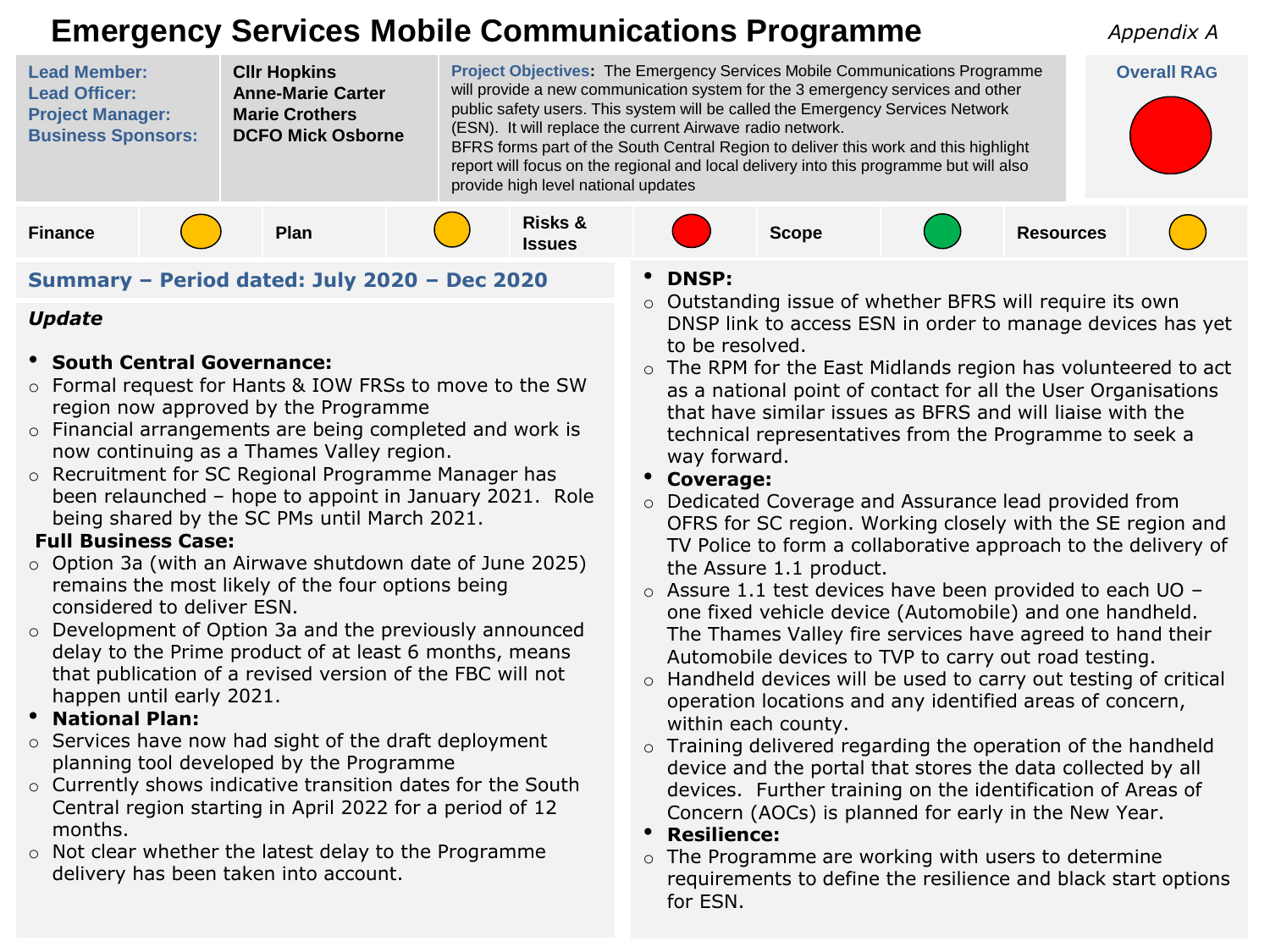# Emergency Services Mobile Communications Programme

*Appendix A*

| | | | |
|---|---|---|---|
| **Lead Member:** | **Cllr Hopkins** | **Project Objectives:** The Emergency Services Mobile Communications Programme will provide a new communication system for the 3 emergency services and other public safety users. This system will be called the Emergency Services Network (ESN). It will replace the current Airwave radio network. BFRS forms part of the South Central Region to deliver this work and this highlight report will focus on the regional and local delivery into this programme but will also provide high level national updates | **Overall RAG** Red |
| **Lead Officer:** | **Anne-Marie Carter** | | |
| **Project Manager:** | **Marie Crothers** | | |
| **Business Sponsors:** | **DCFO Mick Osborne** | | |

| Finance | Plan | Risks & Issues | Scope | Resources |
|---|---|---|---|---|
| Amber | Amber | Red | Green | Amber |

## Summary – Period dated: July 2020 – Dec 2020

### *Update*

- **South Central Governance:**
  - Formal request for Hants & IOW FRSs to move to the SW region now approved by the Programme
  - Financial arrangements are being completed and work is now continuing as a Thames Valley region.
  - Recruitment for SC Regional Programme Manager has been relaunched – hope to appoint in January 2021. Role being shared by the SC PMs until March 2021.

**Full Business Case:**
  - Option 3a (with an Airwave shutdown date of June 2025) remains the most likely of the four options being considered to deliver ESN.
  - Development of Option 3a and the previously announced delay to the Prime product of at least 6 months, means that publication of a revised version of the FBC will not happen until early 2021.
- **National Plan:**
  - Services have now had sight of the draft deployment planning tool developed by the Programme
  - Currently shows indicative transition dates for the South Central region starting in April 2022 for a period of 12 months.
  - Not clear whether the latest delay to the Programme delivery has been taken into account.
- **DNSP:**
  - Outstanding issue of whether BFRS will require its own DNSP link to access ESN in order to manage devices has yet to be resolved.
  - The RPM for the East Midlands region has volunteered to act as a national point of contact for all the User Organisations that have similar issues as BFRS and will liaise with the technical representatives from the Programme to seek a way forward.
- **Coverage:**
  - Dedicated Coverage and Assurance lead provided from OFRS for SC region. Working closely with the SE region and TV Police to form a collaborative approach to the delivery of the Assure 1.1 product.
  - Assure 1.1 test devices have been provided to each UO – one fixed vehicle device (Automobile) and one handheld. The Thames Valley fire services have agreed to hand their Automobile devices to TVP to carry out road testing.
  - Handheld devices will be used to carry out testing of critical operation locations and any identified areas of concern, within each county.
  - Training delivered regarding the operation of the handheld device and the portal that stores the data collected by all devices. Further training on the identification of Areas of Concern (AOCs) is planned for early in the New Year.
- **Resilience:**
  - The Programme are working with users to determine requirements to define the resilience and black start options for ESN.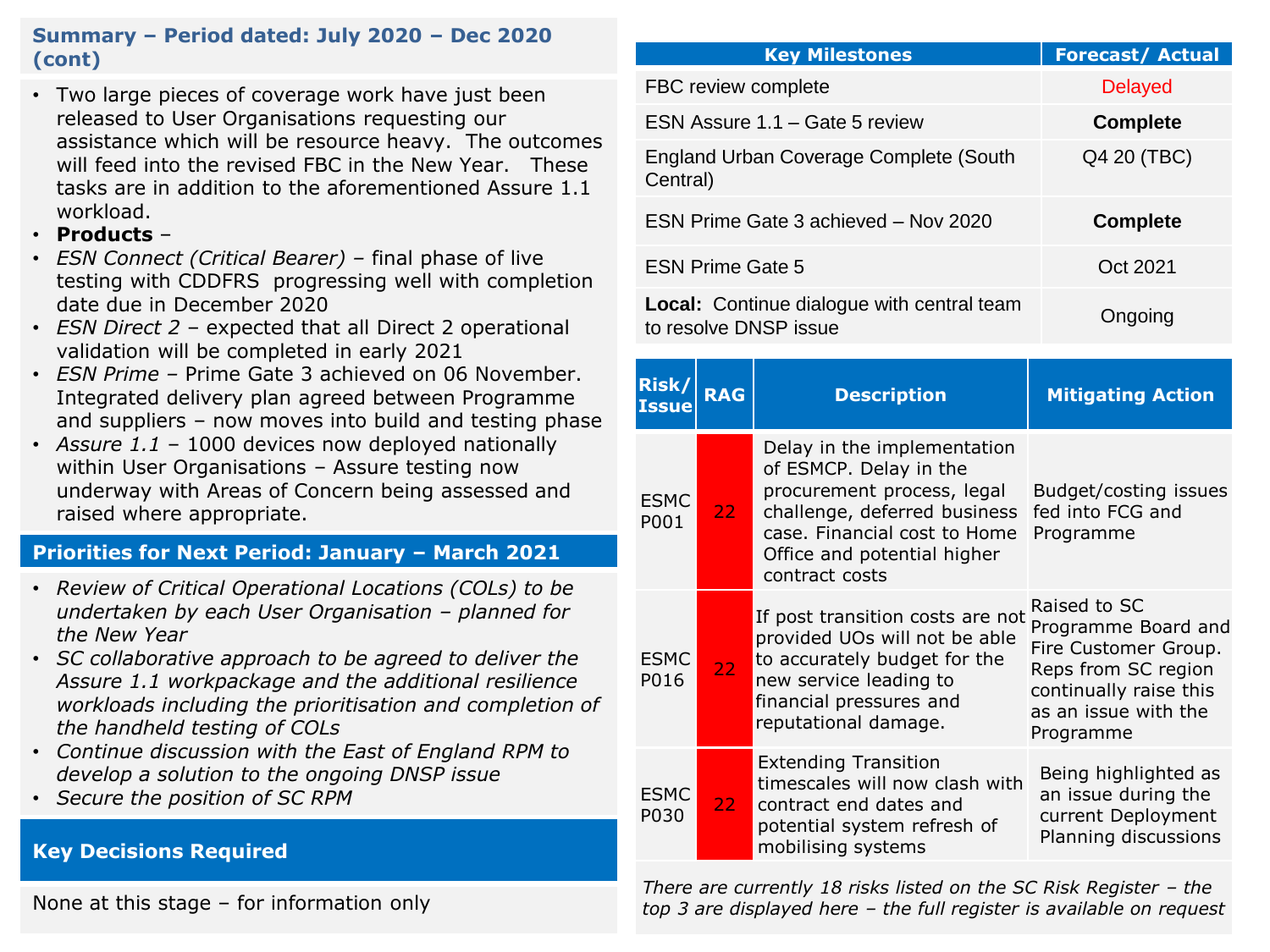## Summary – Period dated: July 2020 – Dec 2020 (cont)

- Two large pieces of coverage work have just been released to User Organisations requesting our assistance which will be resource heavy. The outcomes will feed into the revised FBC in the New Year. These tasks are in addition to the aforementioned Assure 1.1 workload.
- **Products** –
- *ESN Connect (Critical Bearer)* – final phase of live testing with CDDFRS progressing well with completion date due in December 2020
- *ESN Direct 2* – expected that all Direct 2 operational validation will be completed in early 2021
- *ESN Prime* – Prime Gate 3 achieved on 06 November. Integrated delivery plan agreed between Programme and suppliers – now moves into build and testing phase
- *Assure 1.1* – 1000 devices now deployed nationally within User Organisations – Assure testing now underway with Areas of Concern being assessed and raised where appropriate.

## Priorities for Next Period: January – March 2021

- *Review of Critical Operational Locations (COLs) to be undertaken by each User Organisation – planned for the New Year*
- *SC collaborative approach to be agreed to deliver the Assure 1.1 workpackage and the additional resilience workloads including the prioritisation and completion of the handheld testing of COLs*
- *Continue discussion with the East of England RPM to develop a solution to the ongoing DNSP issue*
- *Secure the position of SC RPM*

## Key Decisions Required

None at this stage – for information only

| Key Milestones | Forecast/ Actual |
|---|---|
| FBC review complete | Delayed |
| ESN Assure 1.1 – Gate 5 review | **Complete** |
| England Urban Coverage Complete (South Central) | Q4 20 (TBC) |
| ESN Prime Gate 3 achieved – Nov 2020 | **Complete** |
| ESN Prime Gate 5 | Oct 2021 |
| **Local:** Continue dialogue with central team to resolve DNSP issue | Ongoing |

| Risk/ Issue | RAG | Description | Mitigating Action |
|---|---|---|---|
| ESMC P001 | 22 | Delay in the implementation of ESMCP. Delay in the procurement process, legal challenge, deferred business case. Financial cost to Home Office and potential higher contract costs | Budget/costing issues fed into FCG and Programme |
| ESMC P016 | 22 | If post transition costs are not provided UOs will not be able to accurately budget for the new service leading to financial pressures and reputational damage. | Raised to SC Programme Board and Fire Customer Group. Reps from SC region continually raise this as an issue with the Programme |
| ESMC P030 | 22 | Extending Transition timescales will now clash with contract end dates and potential system refresh of mobilising systems | Being highlighted as an issue during the current Deployment Planning discussions |

*There are currently 18 risks listed on the SC Risk Register – the top 3 are displayed here – the full register is available on request*